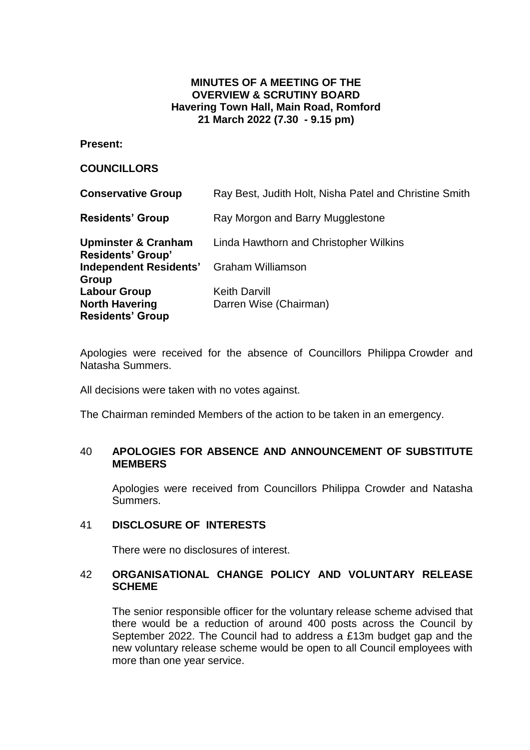**MINUTES OF A MEETING OF THE**
**OVERVIEW & SCRUTINY BOARD**
**Havering Town Hall, Main Road, Romford**
**21 March 2022 (7.30 - 9.15 pm)**

**Present:**

**COUNCILLORS**

| | |
|---|---|
| **Conservative Group** | Ray Best, Judith Holt, Nisha Patel and Christine Smith |
| **Residents' Group** | Ray Morgon and Barry Mugglestone |
| **Upminster & Cranham Residents' Group'** | Linda Hawthorn and Christopher Wilkins |
| **Independent Residents' Group** | Graham Williamson |
| **Labour Group** | Keith Darvill |
| **North Havering Residents' Group** | Darren Wise (Chairman) |

Apologies were received for the absence of Councillors Philippa Crowder and Natasha Summers.

All decisions were taken with no votes against.

The Chairman reminded Members of the action to be taken in an emergency.

## 40 APOLOGIES FOR ABSENCE AND ANNOUNCEMENT OF SUBSTITUTE MEMBERS

Apologies were received from Councillors Philippa Crowder and Natasha Summers.

## 41 DISCLOSURE OF INTERESTS

There were no disclosures of interest.

## 42 ORGANISATIONAL CHANGE POLICY AND VOLUNTARY RELEASE SCHEME

The senior responsible officer for the voluntary release scheme advised that there would be a reduction of around 400 posts across the Council by September 2022. The Council had to address a £13m budget gap and the new voluntary release scheme would be open to all Council employees with more than one year service.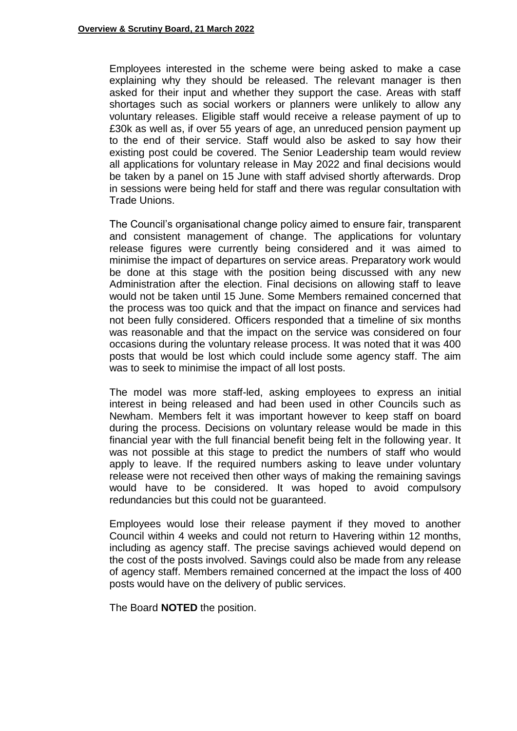Employees interested in the scheme were being asked to make a case explaining why they should be released. The relevant manager is then asked for their input and whether they support the case. Areas with staff shortages such as social workers or planners were unlikely to allow any voluntary releases. Eligible staff would receive a release payment of up to £30k as well as, if over 55 years of age, an unreduced pension payment up to the end of their service. Staff would also be asked to say how their existing post could be covered. The Senior Leadership team would review all applications for voluntary release in May 2022 and final decisions would be taken by a panel on 15 June with staff advised shortly afterwards. Drop in sessions were being held for staff and there was regular consultation with Trade Unions.

The Council's organisational change policy aimed to ensure fair, transparent and consistent management of change. The applications for voluntary release figures were currently being considered and it was aimed to minimise the impact of departures on service areas. Preparatory work would be done at this stage with the position being discussed with any new Administration after the election. Final decisions on allowing staff to leave would not be taken until 15 June. Some Members remained concerned that the process was too quick and that the impact on finance and services had not been fully considered. Officers responded that a timeline of six months was reasonable and that the impact on the service was considered on four occasions during the voluntary release process. It was noted that it was 400 posts that would be lost which could include some agency staff. The aim was to seek to minimise the impact of all lost posts.

The model was more staff-led, asking employees to express an initial interest in being released and had been used in other Councils such as Newham. Members felt it was important however to keep staff on board during the process. Decisions on voluntary release would be made in this financial year with the full financial benefit being felt in the following year. It was not possible at this stage to predict the numbers of staff who would apply to leave. If the required numbers asking to leave under voluntary release were not received then other ways of making the remaining savings would have to be considered. It was hoped to avoid compulsory redundancies but this could not be guaranteed.

Employees would lose their release payment if they moved to another Council within 4 weeks and could not return to Havering within 12 months, including as agency staff. The precise savings achieved would depend on the cost of the posts involved. Savings could also be made from any release of agency staff. Members remained concerned at the impact the loss of 400 posts would have on the delivery of public services.

The Board **NOTED** the position.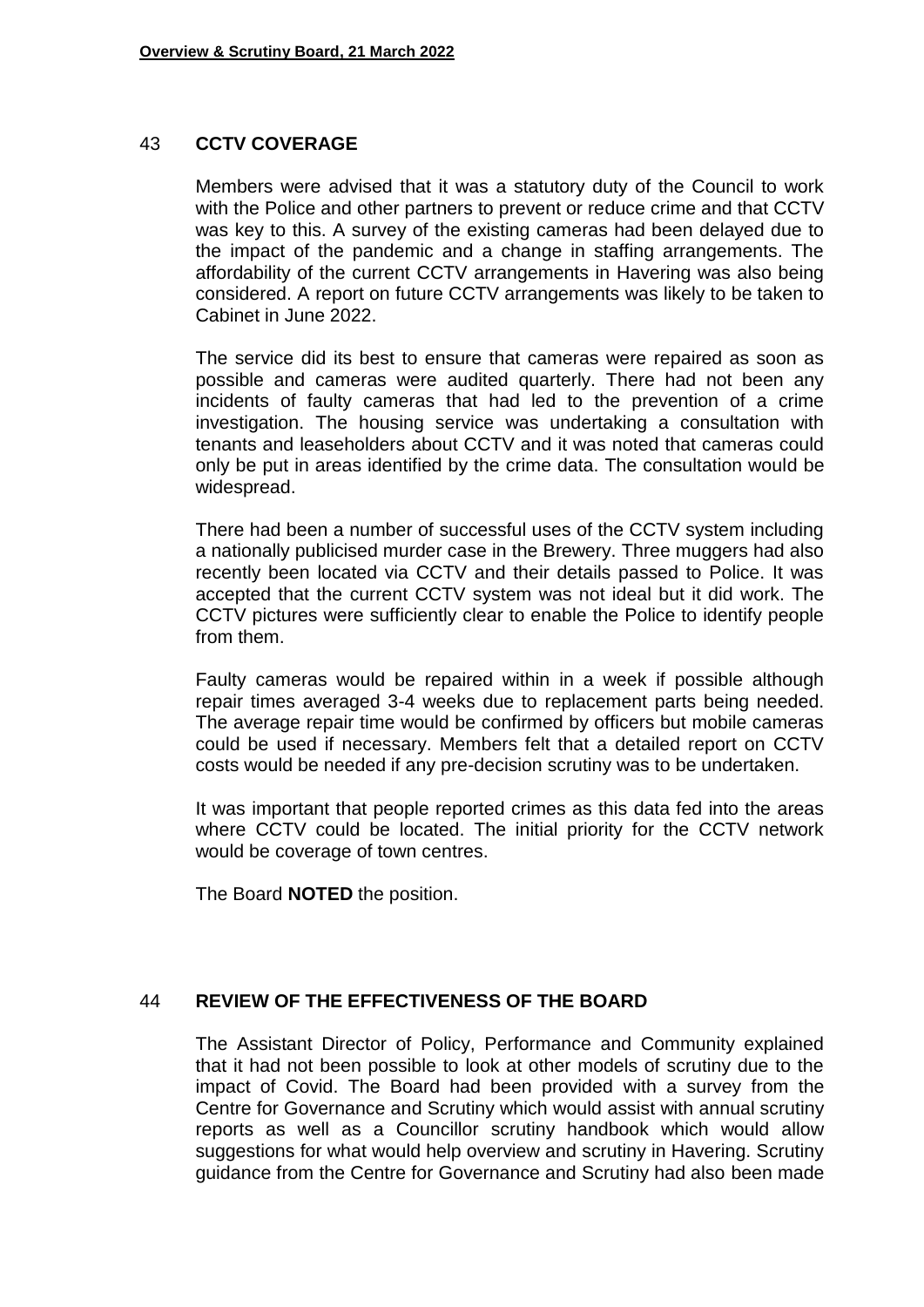## 43 CCTV COVERAGE

Members were advised that it was a statutory duty of the Council to work with the Police and other partners to prevent or reduce crime and that CCTV was key to this. A survey of the existing cameras had been delayed due to the impact of the pandemic and a change in staffing arrangements. The affordability of the current CCTV arrangements in Havering was also being considered. A report on future CCTV arrangements was likely to be taken to Cabinet in June 2022.

The service did its best to ensure that cameras were repaired as soon as possible and cameras were audited quarterly. There had not been any incidents of faulty cameras that had led to the prevention of a crime investigation. The housing service was undertaking a consultation with tenants and leaseholders about CCTV and it was noted that cameras could only be put in areas identified by the crime data. The consultation would be widespread.

There had been a number of successful uses of the CCTV system including a nationally publicised murder case in the Brewery. Three muggers had also recently been located via CCTV and their details passed to Police. It was accepted that the current CCTV system was not ideal but it did work. The CCTV pictures were sufficiently clear to enable the Police to identify people from them.

Faulty cameras would be repaired within in a week if possible although repair times averaged 3-4 weeks due to replacement parts being needed. The average repair time would be confirmed by officers but mobile cameras could be used if necessary. Members felt that a detailed report on CCTV costs would be needed if any pre-decision scrutiny was to be undertaken.

It was important that people reported crimes as this data fed into the areas where CCTV could be located. The initial priority for the CCTV network would be coverage of town centres.

The Board **NOTED** the position.

## 44 REVIEW OF THE EFFECTIVENESS OF THE BOARD

The Assistant Director of Policy, Performance and Community explained that it had not been possible to look at other models of scrutiny due to the impact of Covid. The Board had been provided with a survey from the Centre for Governance and Scrutiny which would assist with annual scrutiny reports as well as a Councillor scrutiny handbook which would allow suggestions for what would help overview and scrutiny in Havering. Scrutiny guidance from the Centre for Governance and Scrutiny had also been made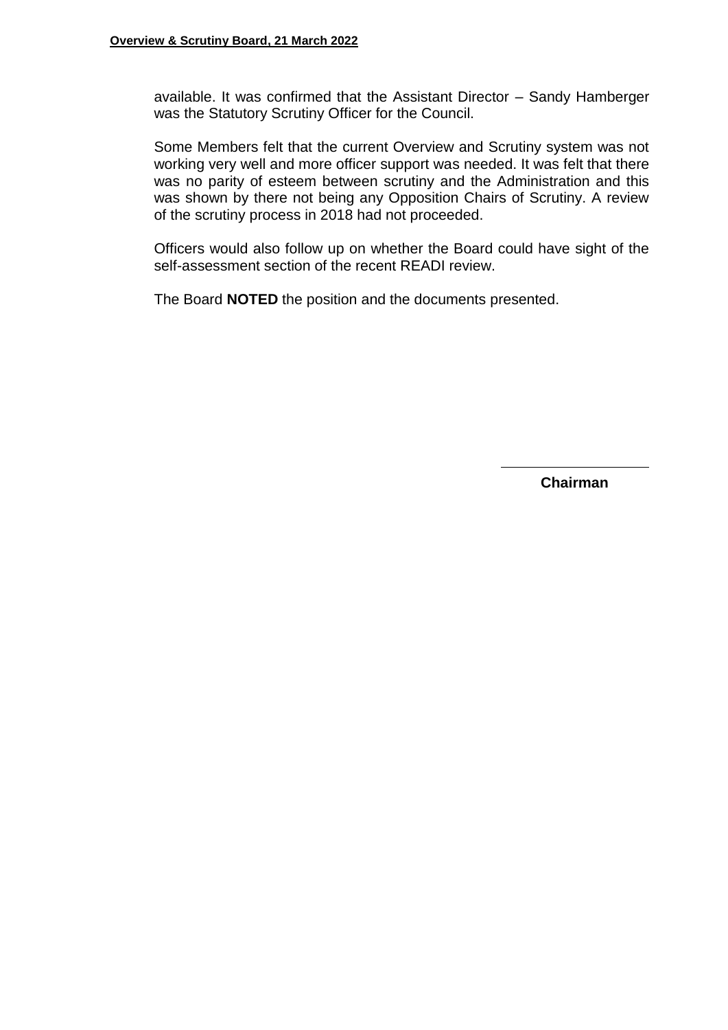available. It was confirmed that the Assistant Director – Sandy Hamberger was the Statutory Scrutiny Officer for the Council.

Some Members felt that the current Overview and Scrutiny system was not working very well and more officer support was needed. It was felt that there was no parity of esteem between scrutiny and the Administration and this was shown by there not being any Opposition Chairs of Scrutiny. A review of the scrutiny process in 2018 had not proceeded.

Officers would also follow up on whether the Board could have sight of the self-assessment section of the recent READI review.

The Board **NOTED** the position and the documents presented.

**Chairman**